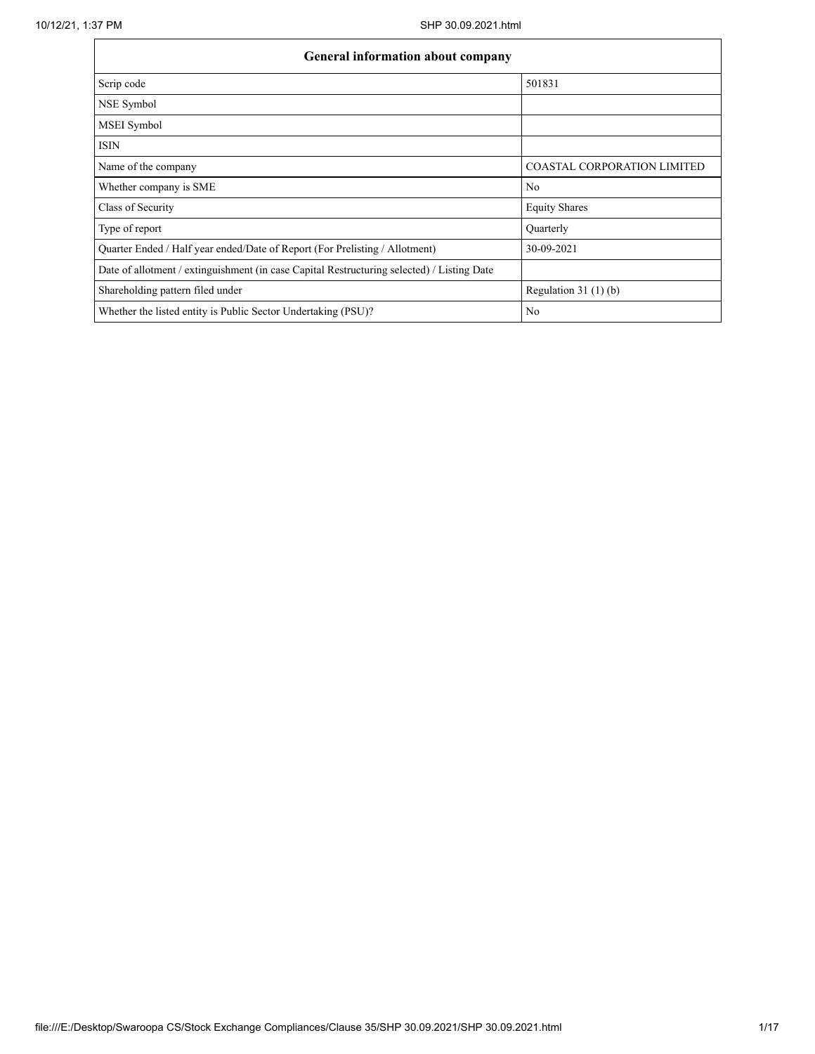| General information about company | |
|---|---|
| Scrip code | 501831 |
| NSE Symbol | |
| MSEI Symbol | |
| ISIN | |
| Name of the company | COASTAL CORPORATION LIMITED |
| Whether company is SME | No |
| Class of Security | Equity Shares |
| Type of report | Quarterly |
| Quarter Ended / Half year ended/Date of Report (For Prelisting / Allotment) | 30-09-2021 |
| Date of allotment / extinguishment (in case Capital Restructuring selected) / Listing Date | |
| Shareholding pattern filed under | Regulation 31 (1) (b) |
| Whether the listed entity is Public Sector Undertaking (PSU)? | No |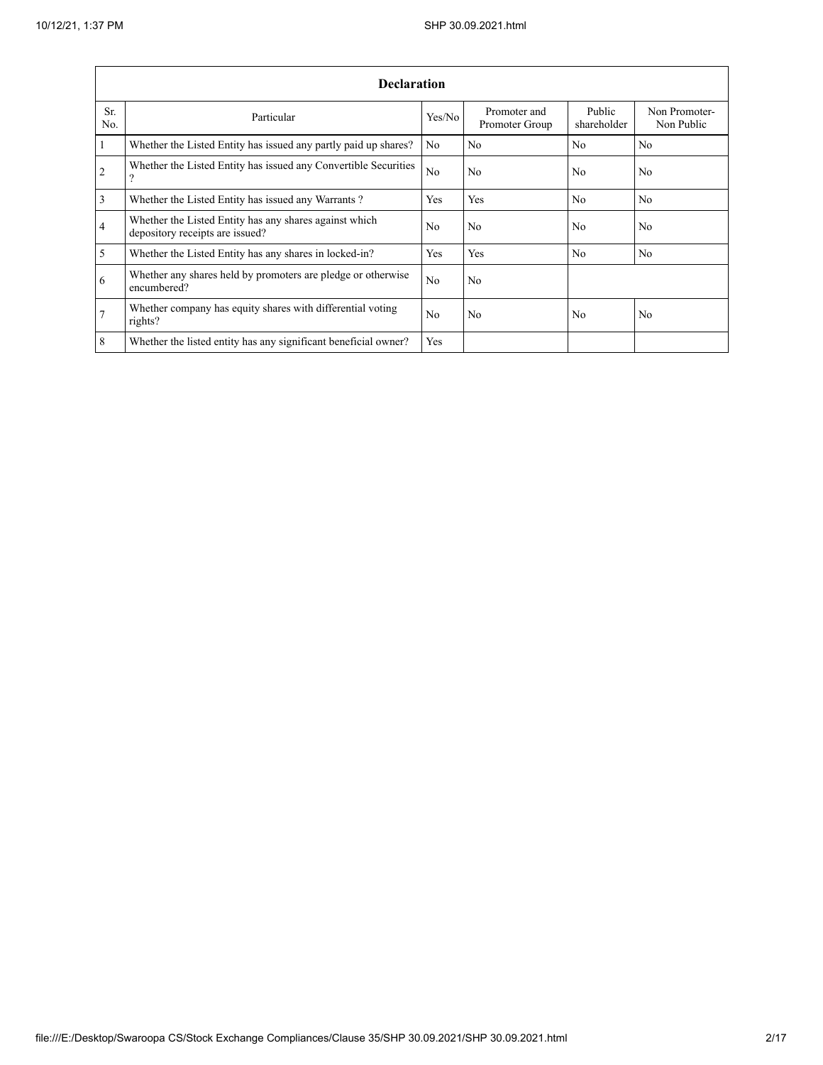| Declaration | | | | | |
|---|---|---|---|---|---|
| Sr. No. | Particular | Yes/No | Promoter and Promoter Group | Public shareholder | Non Promoter- Non Public |
| 1 | Whether the Listed Entity has issued any partly paid up shares? | No | No | No | No |
| 2 | Whether the Listed Entity has issued any Convertible Securities ? | No | No | No | No |
| 3 | Whether the Listed Entity has issued any Warrants ? | Yes | Yes | No | No |
| 4 | Whether the Listed Entity has any shares against which depository receipts are issued? | No | No | No | No |
| 5 | Whether the Listed Entity has any shares in locked-in? | Yes | Yes | No | No |
| 6 | Whether any shares held by promoters are pledge or otherwise encumbered? | No | No | | |
| 7 | Whether company has equity shares with differential voting rights? | No | No | No | No |
| 8 | Whether the listed entity has any significant beneficial owner? | Yes | | | |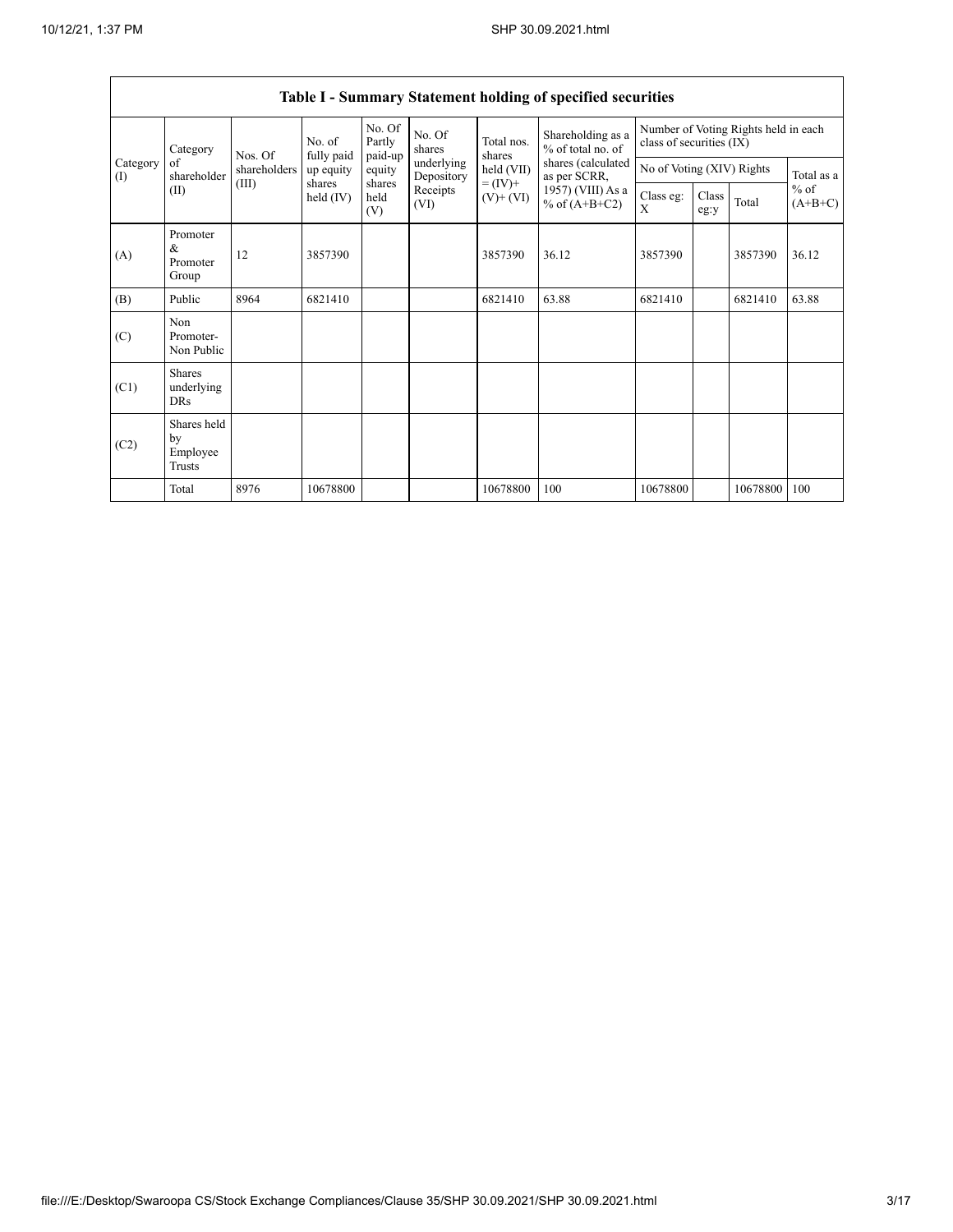## Table I - Summary Statement holding of specified securities

| Category (I) | Category of shareholder (II) | Nos. Of shareholders (III) | No. of fully paid up equity shares held (IV) | No. Of Partly paid-up equity shares held (V) | No. Of shares underlying Depository Receipts (VI) | Total nos. shares held (VII) = (IV)+ (V)+ (VI) | Shareholding as a % of total no. of shares (calculated as per SCRR, 1957) (VIII) As a % of (A+B+C2) | Number of Voting Rights held in each class of securities (IX) | | | |
|---|---|---|---|---|---|---|---|---|---|---|---|
| | | | | | | | | No of Voting (XIV) Rights | | | Total as a % of (A+B+C) |
| | | | | | | | | Class eg: X | Class eg:y | Total | |
| (A) | Promoter & Promoter Group | 12 | 3857390 | | | 3857390 | 36.12 | 3857390 | | 3857390 | 36.12 |
| (B) | Public | 8964 | 6821410 | | | 6821410 | 63.88 | 6821410 | | 6821410 | 63.88 |
| (C) | Non Promoter- Non Public | | | | | | | | | | |
| (C1) | Shares underlying DRs | | | | | | | | | | |
| (C2) | Shares held by Employee Trusts | | | | | | | | | | |
| | Total | 8976 | 10678800 | | | 10678800 | 100 | 10678800 | | 10678800 | 100 |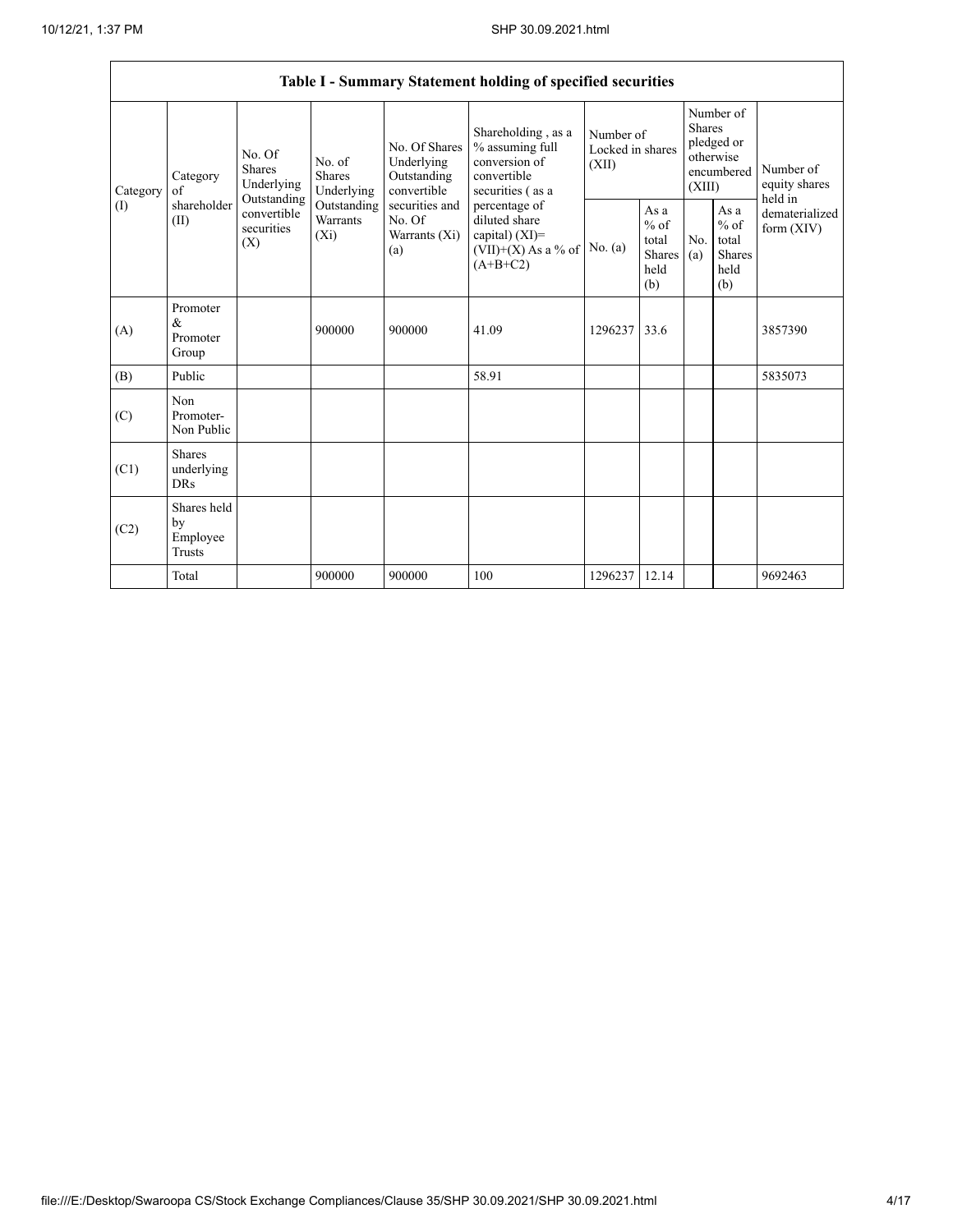| Table I - Summary Statement holding of specified securities | | | | | | | | | | | |
|---|---|---|---|---|---|---|---|---|---|---|---|
| Category (I) | Category of shareholder (II) | No. Of Shares Underlying Outstanding convertible securities (X) | No. of Shares Underlying Outstanding Warrants (Xi) | No. Of Shares Underlying Outstanding convertible securities and No. Of Warrants (Xi) (a) | Shareholding , as a % assuming full conversion of convertible securities ( as a percentage of diluted share capital) (XI)= (VII)+(X) As a % of (A+B+C2) | Number of Locked in shares (XII) | | Number of Shares pledged or otherwise encumbered (XIII) | | Number of equity shares held in dematerialized form (XIV) |
| | | | | | | No. (a) | As a % of total Shares held (b) | No. (a) | As a % of total Shares held (b) | |
| (A) | Promoter & Promoter Group | | 900000 | 900000 | 41.09 | 1296237 | 33.6 | | | 3857390 |
| (B) | Public | | | | 58.91 | | | | | 5835073 |
| (C) | Non Promoter- Non Public | | | | | | | | | |
| (C1) | Shares underlying DRs | | | | | | | | | |
| (C2) | Shares held by Employee Trusts | | | | | | | | | |
| | Total | | 900000 | 900000 | 100 | 1296237 | 12.14 | | | 9692463 |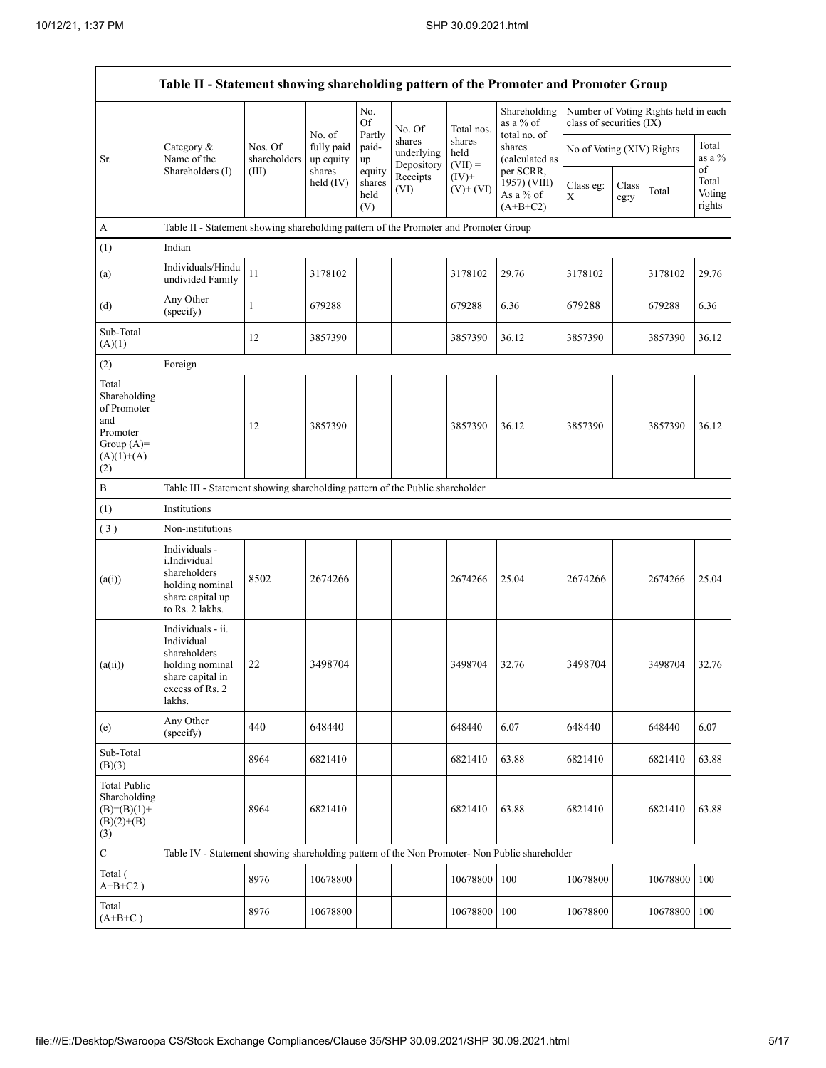| Table II - Statement showing shareholding pattern of the Promoter and Promoter Group | | | | | | | | | | | | |
|---|---|---|---|---|---|---|---|---|---|---|---|---|
| Sr. | Category & Name of the Shareholders (I) | Nos. Of shareholders (III) | No. of fully paid up equity shares held (IV) | No. Of Partly paid-up equity shares held (V) | No. Of shares underlying Depository Receipts (VI) | Total nos. shares held (VII) = (IV)+ (V)+ (VI) | Shareholding as a % of total no. of shares (calculated as per SCRR, 1957) (VIII) As a % of (A+B+C2) | Number of Voting Rights held in each class of securities (IX) | | | |
| | | | | | | | | No of Voting (XIV) Rights | | | Total as a % of Total Voting rights |
| | | | | | | | | Class eg: X | Class eg:y | Total | |
| A | Table II - Statement showing shareholding pattern of the Promoter and Promoter Group | | | | | | | | | | |
| (1) | Indian | | | | | | | | | | |
| (a) | Individuals/Hindu undivided Family | 11 | 3178102 | | | 3178102 | 29.76 | 3178102 | | 3178102 | 29.76 |
| (d) | Any Other (specify) | 1 | 679288 | | | 679288 | 6.36 | 679288 | | 679288 | 6.36 |
| Sub-Total (A)(1) | | 12 | 3857390 | | | 3857390 | 36.12 | 3857390 | | 3857390 | 36.12 |
| (2) | Foreign | | | | | | | | | | |
| Total Shareholding of Promoter and Promoter Group (A)=(A)(1)+(A)(2) | | 12 | 3857390 | | | 3857390 | 36.12 | 3857390 | | 3857390 | 36.12 |
| B | Table III - Statement showing shareholding pattern of the Public shareholder | | | | | | | | | | |
| (1) | Institutions | | | | | | | | | | |
| (3) | Non-institutions | | | | | | | | | | |
| (a(i)) | Individuals - i.Individual shareholders holding nominal share capital up to Rs. 2 lakhs. | 8502 | 2674266 | | | 2674266 | 25.04 | 2674266 | | 2674266 | 25.04 |
| (a(ii)) | Individuals - ii. Individual shareholders holding nominal share capital in excess of Rs. 2 lakhs. | 22 | 3498704 | | | 3498704 | 32.76 | 3498704 | | 3498704 | 32.76 |
| (e) | Any Other (specify) | 440 | 648440 | | | 648440 | 6.07 | 648440 | | 648440 | 6.07 |
| Sub-Total (B)(3) | | 8964 | 6821410 | | | 6821410 | 63.88 | 6821410 | | 6821410 | 63.88 |
| Total Public Shareholding (B)=(B)(1)+(B)(2)+(B)(3) | | 8964 | 6821410 | | | 6821410 | 63.88 | 6821410 | | 6821410 | 63.88 |
| C | Table IV - Statement showing shareholding pattern of the Non Promoter- Non Public shareholder | | | | | | | | | | |
| Total ( A+B+C2 ) | | 8976 | 10678800 | | | 10678800 | 100 | 10678800 | | 10678800 | 100 |
| Total (A+B+C ) | | 8976 | 10678800 | | | 10678800 | 100 | 10678800 | | 10678800 | 100 |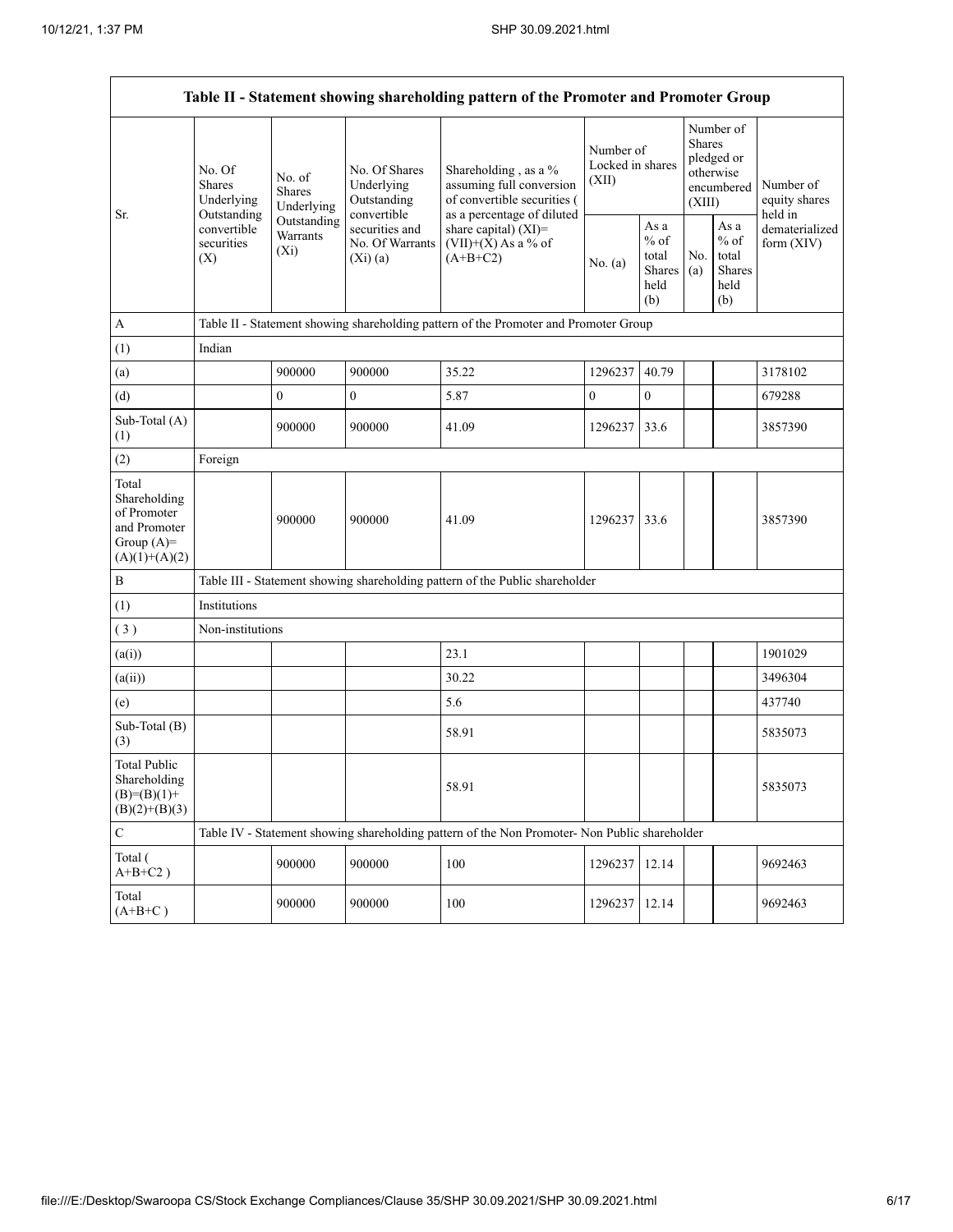| Table II - Statement showing shareholding pattern of the Promoter and Promoter Group | | | | | | | | | |
|---|---|---|---|---|---|---|---|---|---|
| Sr. | No. Of Shares Underlying Outstanding convertible securities (X) | No. of Shares Underlying Outstanding Warrants (Xi) | No. Of Shares Underlying Outstanding convertible securities and No. Of Warrants (Xi) (a) | Shareholding , as a % assuming full conversion of convertible securities ( as a percentage of diluted share capital) (XI)= (VII)+(X) As a % of (A+B+C2) | Number of Locked in shares (XII) | | Number of Shares pledged or otherwise encumbered (XIII) | | Number of equity shares held in dematerialized form (XIV) |
| | | | | | No. (a) | As a % of total Shares held (b) | No. (a) | As a % of total Shares held (b) | |
| A | Table II - Statement showing shareholding pattern of the Promoter and Promoter Group | | | | | | | | |
| (1) | Indian | | | | | | | | |
| (a) | | 900000 | 900000 | 35.22 | 1296237 | 40.79 | | | 3178102 |
| (d) | | 0 | 0 | 5.87 | 0 | 0 | | | 679288 |
| Sub-Total (A) (1) | | 900000 | 900000 | 41.09 | 1296237 | 33.6 | | | 3857390 |
| (2) | Foreign | | | | | | | | |
| Total Shareholding of Promoter and Promoter Group (A)= (A)(1)+(A)(2) | | 900000 | 900000 | 41.09 | 1296237 | 33.6 | | | 3857390 |
| B | Table III - Statement showing shareholding pattern of the Public shareholder | | | | | | | | |
| (1) | Institutions | | | | | | | | |
| ( 3 ) | Non-institutions | | | | | | | | |
| (a(i)) | | | | 23.1 | | | | | 1901029 |
| (a(ii)) | | | | 30.22 | | | | | 3496304 |
| (e) | | | | 5.6 | | | | | 437740 |
| Sub-Total (B) (3) | | | | 58.91 | | | | | 5835073 |
| Total Public Shareholding (B)=(B)(1)+ (B)(2)+(B)(3) | | | | 58.91 | | | | | 5835073 |
| C | Table IV - Statement showing shareholding pattern of the Non Promoter- Non Public shareholder | | | | | | | | |
| Total ( A+B+C2 ) | | 900000 | 900000 | 100 | 1296237 | 12.14 | | | 9692463 |
| Total (A+B+C ) | | 900000 | 900000 | 100 | 1296237 | 12.14 | | | 9692463 |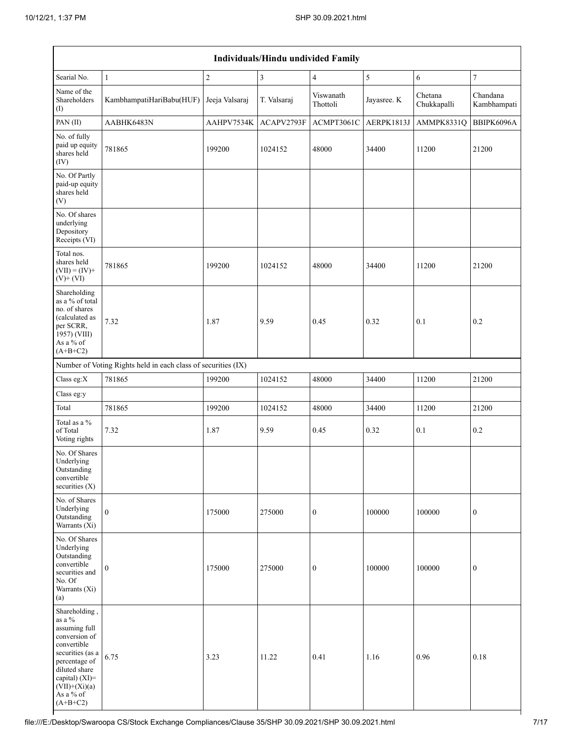| Individuals/Hindu undivided Family | | | | | | | |
|---|---|---|---|---|---|---|---|
| Searial No. | 1 | 2 | 3 | 4 | 5 | 6 | 7 |
| Name of the Shareholders (I) | KambhampatiHariBabu(HUF) | Jeeja Valsaraj | T. Valsaraj | Viswanath Thottoli | Jayasree. K | Chetana Chukkapalli | Chandana Kambhampati |
| PAN (II) | AABHK6483N | AAHPV7534K | ACAPV2793F | ACMPT3061C | AERPK1813J | AMMPK8331Q | BBIPK6096A |
| No. of fully paid up equity shares held (IV) | 781865 | 199200 | 1024152 | 48000 | 34400 | 11200 | 21200 |
| No. Of Partly paid-up equity shares held (V) | | | | | | | |
| No. Of shares underlying Depository Receipts (VI) | | | | | | | |
| Total nos. shares held (VII) = (IV)+ (V)+ (VI) | 781865 | 199200 | 1024152 | 48000 | 34400 | 11200 | 21200 |
| Shareholding as a % of total no. of shares (calculated as per SCRR, 1957) (VIII) As a % of (A+B+C2) | 7.32 | 1.87 | 9.59 | 0.45 | 0.32 | 0.1 | 0.2 |
| Number of Voting Rights held in each class of securities (IX) | | | | | | | |
| Class eg:X | 781865 | 199200 | 1024152 | 48000 | 34400 | 11200 | 21200 |
| Class eg:y | | | | | | | |
| Total | 781865 | 199200 | 1024152 | 48000 | 34400 | 11200 | 21200 |
| Total as a % of Total Voting rights | 7.32 | 1.87 | 9.59 | 0.45 | 0.32 | 0.1 | 0.2 |
| No. Of Shares Underlying Outstanding convertible securities (X) | | | | | | | |
| No. of Shares Underlying Outstanding Warrants (Xi) | 0 | 175000 | 275000 | 0 | 100000 | 100000 | 0 |
| No. Of Shares Underlying Outstanding convertible securities and No. Of Warrants (Xi) (a) | 0 | 175000 | 275000 | 0 | 100000 | 100000 | 0 |
| Shareholding , as a % assuming full conversion of convertible securities (as a percentage of diluted share capital) (XI)= (VII)+(Xi)(a) As a % of (A+B+C2) | 6.75 | 3.23 | 11.22 | 0.41 | 1.16 | 0.96 | 0.18 |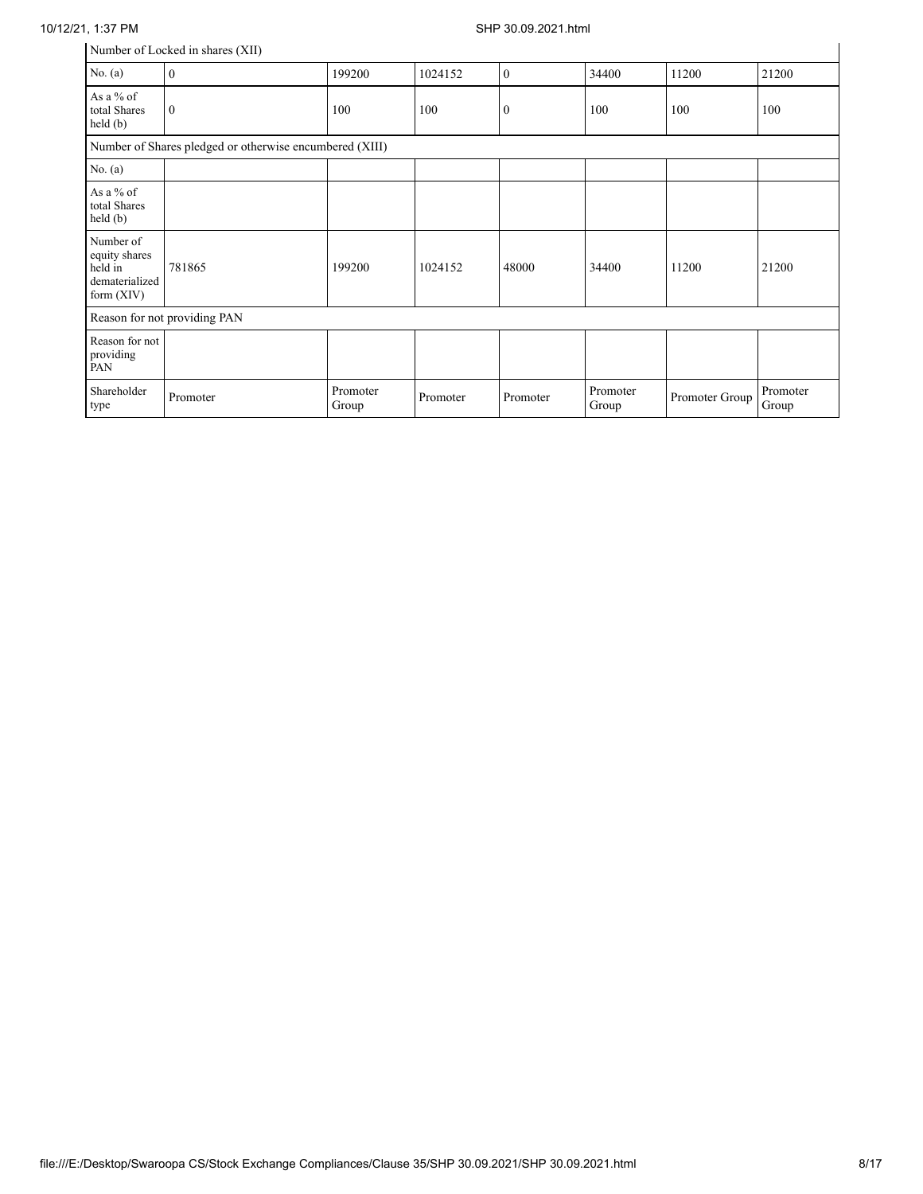| Number of Locked in shares (XII) | | | | | | | |
|---|---|---|---|---|---|---|---|
| No. (a) | 0 | 199200 | 1024152 | 0 | 34400 | 11200 | 21200 |
| As a % of total Shares held (b) | 0 | 100 | 100 | 0 | 100 | 100 | 100 |
| Number of Shares pledged or otherwise encumbered (XIII) | | | | | | | |
| No. (a) | | | | | | | |
| As a % of total Shares held (b) | | | | | | | |
| Number of equity shares held in dematerialized form (XIV) | 781865 | 199200 | 1024152 | 48000 | 34400 | 11200 | 21200 |
| Reason for not providing PAN | | | | | | | |
| Reason for not providing PAN | | | | | | | |
| Shareholder type | Promoter | Promoter Group | Promoter | Promoter | Promoter Group | Promoter Group | Promoter Group |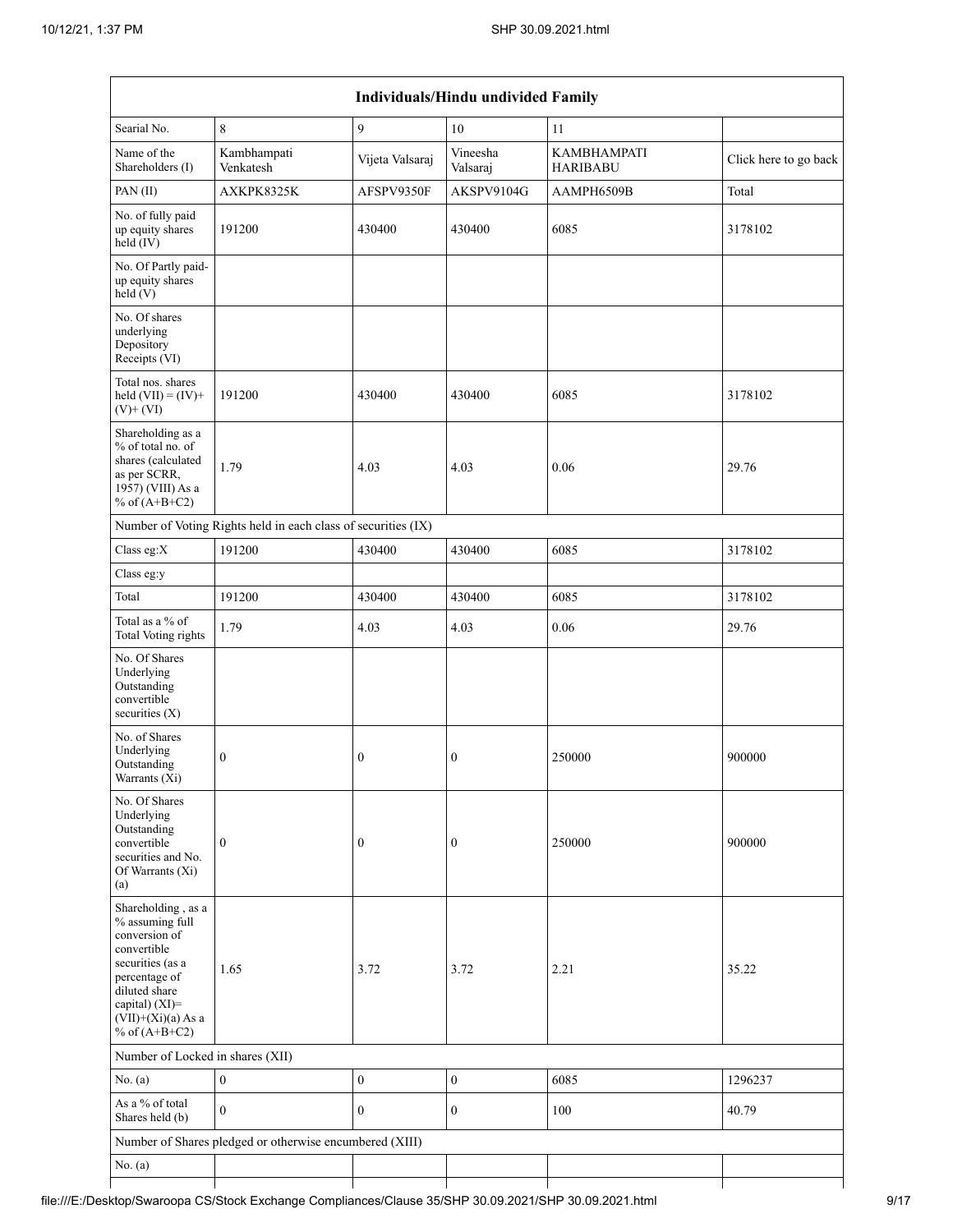| Individuals/Hindu undivided Family | | | | | |
|---|---|---|---|---|---|
| Searial No. | 8 | 9 | 10 | 11 | |
| Name of the Shareholders (I) | Kambhampati Venkatesh | Vijeta Valsaraj | Vineesha Valsaraj | KAMBHAMPATI HARIBABU | Click here to go back |
| PAN (II) | AXKPK8325K | AFSPV9350F | AKSPV9104G | AAMPH6509B | Total |
| No. of fully paid up equity shares held (IV) | 191200 | 430400 | 430400 | 6085 | 3178102 |
| No. Of Partly paid-up equity shares held (V) | | | | | |
| No. Of shares underlying Depository Receipts (VI) | | | | | |
| Total nos. shares held (VII) = (IV)+ (V)+ (VI) | 191200 | 430400 | 430400 | 6085 | 3178102 |
| Shareholding as a % of total no. of shares (calculated as per SCRR, 1957) (VIII) As a % of (A+B+C2) | 1.79 | 4.03 | 4.03 | 0.06 | 29.76 |
| Number of Voting Rights held in each class of securities (IX) | | | | | |
| Class eg:X | 191200 | 430400 | 430400 | 6085 | 3178102 |
| Class eg:y | | | | | |
| Total | 191200 | 430400 | 430400 | 6085 | 3178102 |
| Total as a % of Total Voting rights | 1.79 | 4.03 | 4.03 | 0.06 | 29.76 |
| No. Of Shares Underlying Outstanding convertible securities (X) | | | | | |
| No. of Shares Underlying Outstanding Warrants (Xi) | 0 | 0 | 0 | 250000 | 900000 |
| No. Of Shares Underlying Outstanding convertible securities and No. Of Warrants (Xi) (a) | 0 | 0 | 0 | 250000 | 900000 |
| Shareholding , as a % assuming full conversion of convertible securities (as a percentage of diluted share capital) (XI)= (VII)+(Xi)(a) As a % of (A+B+C2) | 1.65 | 3.72 | 3.72 | 2.21 | 35.22 |
| Number of Locked in shares (XII) | | | | | |
| No. (a) | 0 | 0 | 0 | 6085 | 1296237 |
| As a % of total Shares held (b) | 0 | 0 | 0 | 100 | 40.79 |
| Number of Shares pledged or otherwise encumbered (XIII) | | | | | |
| No. (a) | | | | | |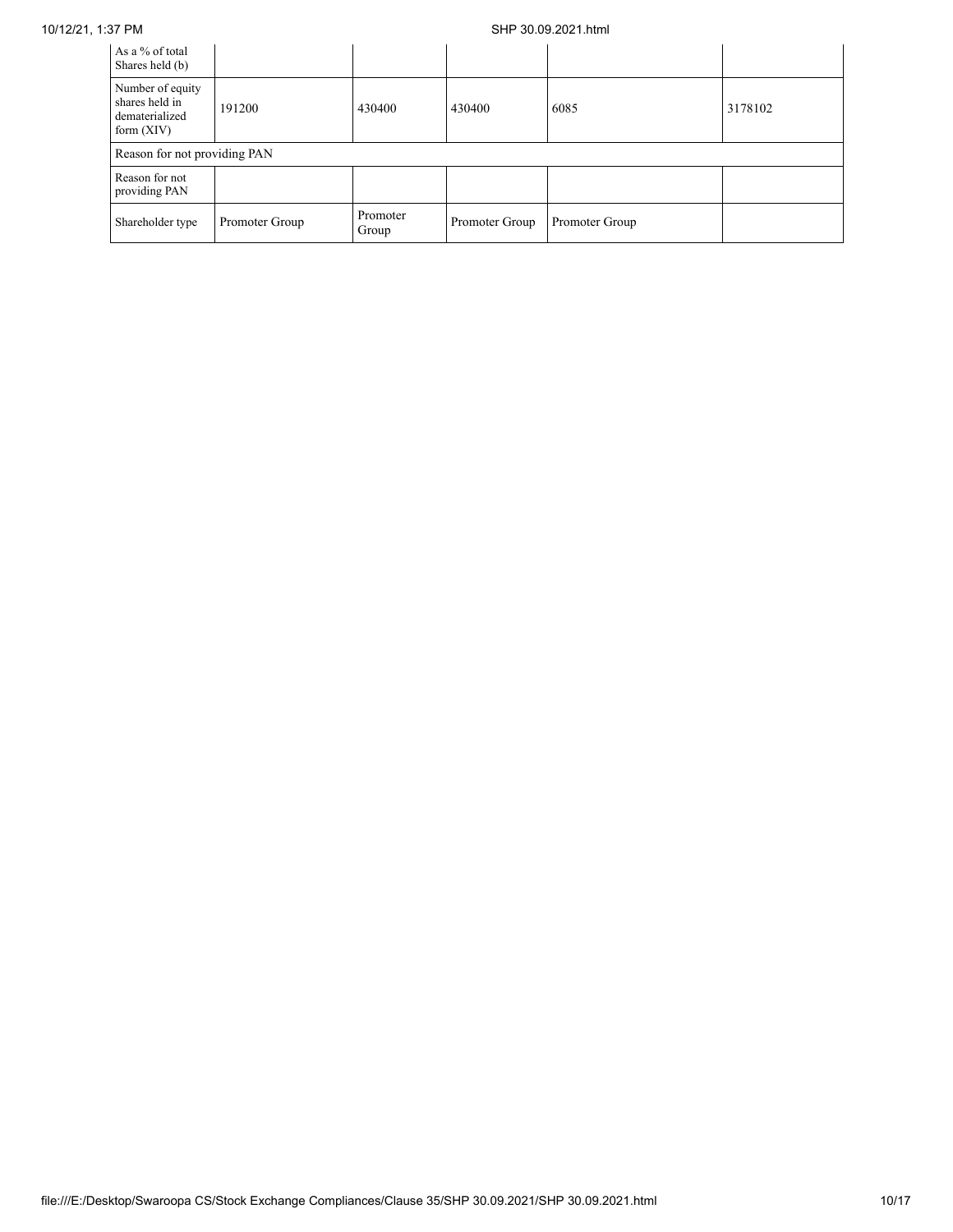| As a % of total Shares held (b) | | | | | |
|---|---|---|---|---|---|
| Number of equity shares held in dematerialized form (XIV) | 191200 | 430400 | 430400 | 6085 | 3178102 |
| Reason for not providing PAN | | | | | |
| Reason for not providing PAN | | | | | |
| Shareholder type | Promoter Group | Promoter Group | Promoter Group | Promoter Group | |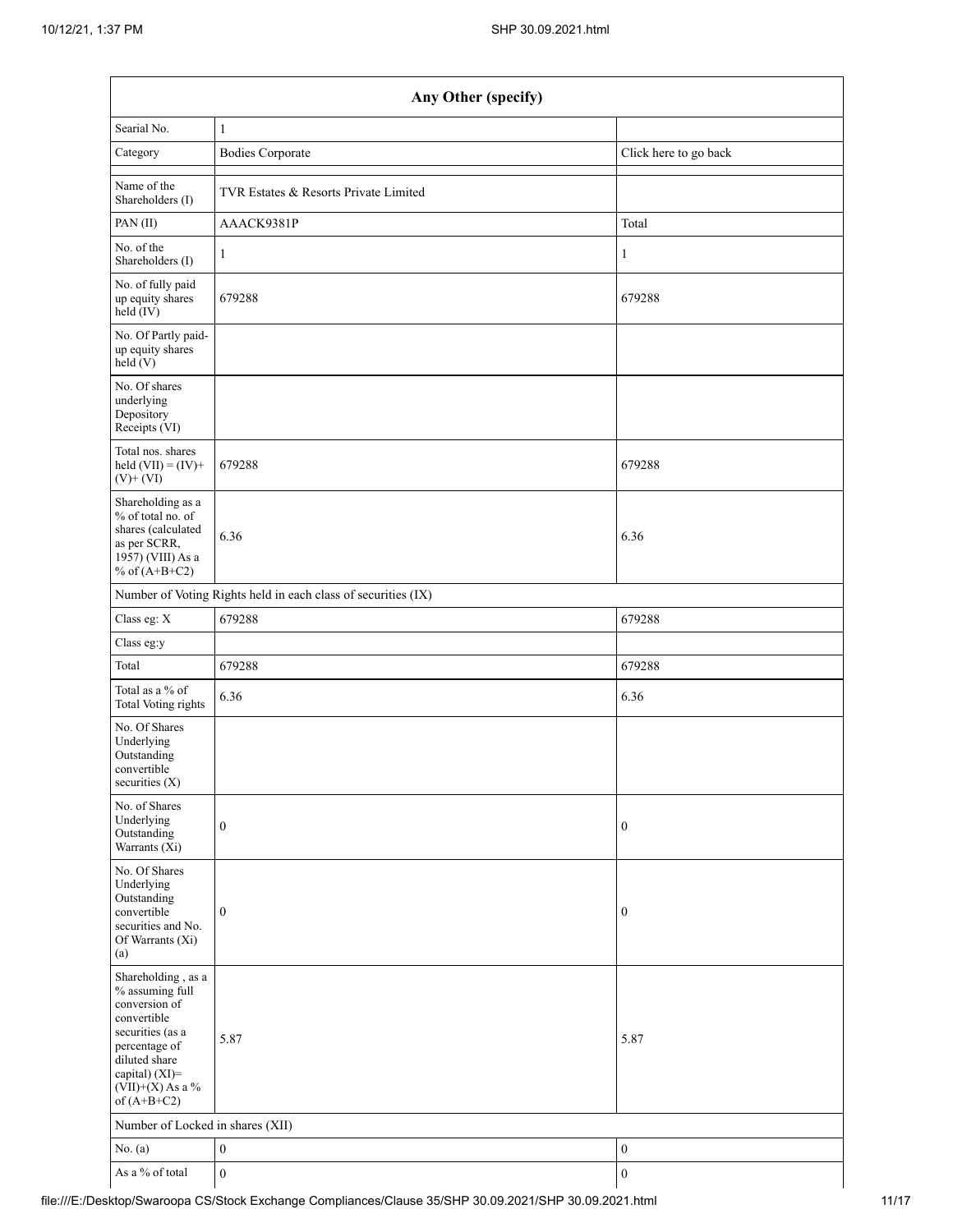| Any Other (specify) | | |
|---|---|---|
| Searial No. | 1 | |
| Category | Bodies Corporate | Click here to go back |
| Name of the Shareholders (I) | TVR Estates & Resorts Private Limited | |
| PAN (II) | AAACK9381P | Total |
| No. of the Shareholders (I) | 1 | 1 |
| No. of fully paid up equity shares held (IV) | 679288 | 679288 |
| No. Of Partly paid-up equity shares held (V) | | |
| No. Of shares underlying Depository Receipts (VI) | | |
| Total nos. shares held (VII) = (IV)+(V)+ (VI) | 679288 | 679288 |
| Shareholding as a % of total no. of shares (calculated as per SCRR, 1957) (VIII) As a % of (A+B+C2) | 6.36 | 6.36 |
| Number of Voting Rights held in each class of securities (IX) | | |
| Class eg: X | 679288 | 679288 |
| Class eg:y | | |
| Total | 679288 | 679288 |
| Total as a % of Total Voting rights | 6.36 | 6.36 |
| No. Of Shares Underlying Outstanding convertible securities (X) | | |
| No. of Shares Underlying Outstanding Warrants (Xi) | 0 | 0 |
| No. Of Shares Underlying Outstanding convertible securities and No. Of Warrants (Xi) (a) | 0 | 0 |
| Shareholding , as a % assuming full conversion of convertible securities (as a percentage of diluted share capital) (XI)= (VII)+(X) As a % of (A+B+C2) | 5.87 | 5.87 |
| Number of Locked in shares (XII) | | |
| No. (a) | 0 | 0 |
| As a % of total | 0 | 0 |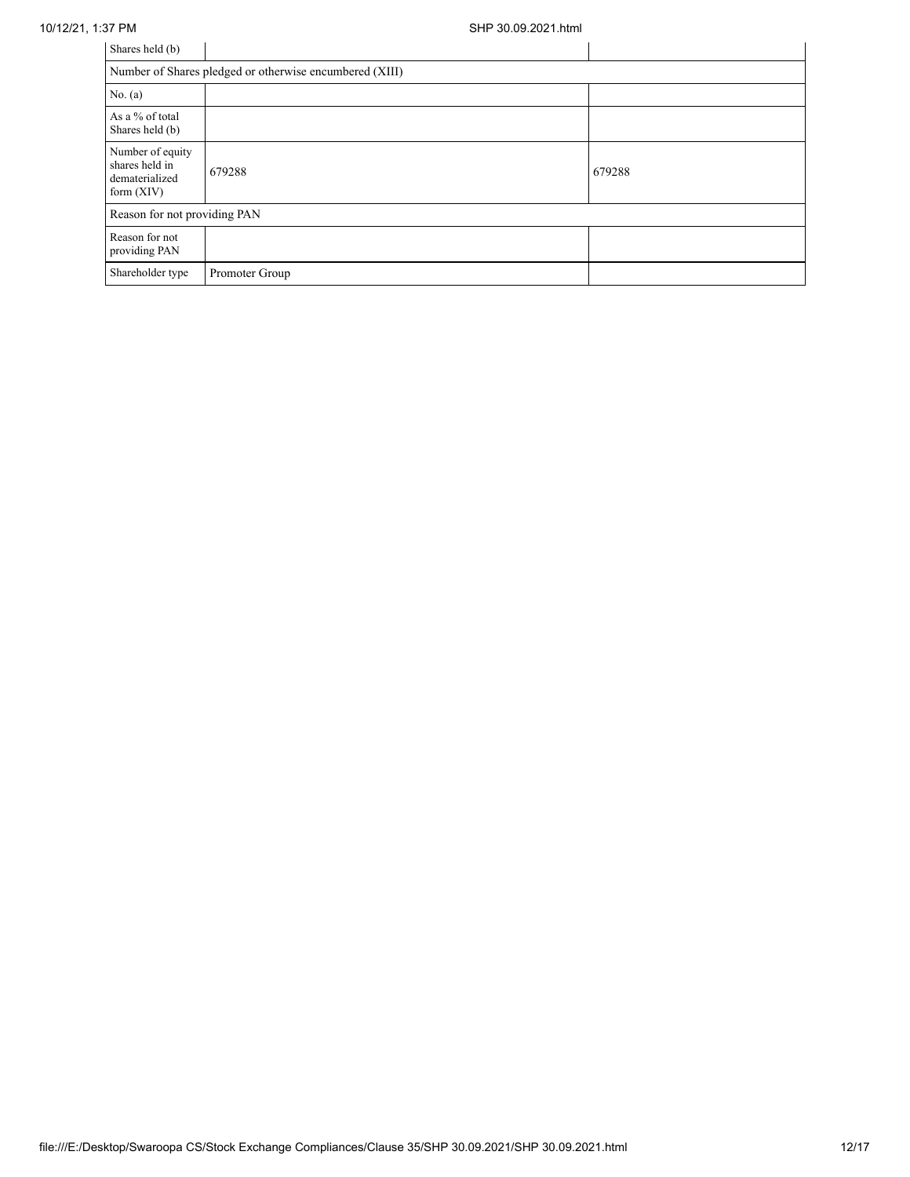| Shares held (b) | | |
|---|---|---|
| Number of Shares pledged or otherwise encumbered (XIII) | | |
| No. (a) | | |
| As a % of total Shares held (b) | | |
| Number of equity shares held in dematerialized form (XIV) | 679288 | 679288 |
| Reason for not providing PAN | | |
| Reason for not providing PAN | | |
| Shareholder type | Promoter Group | |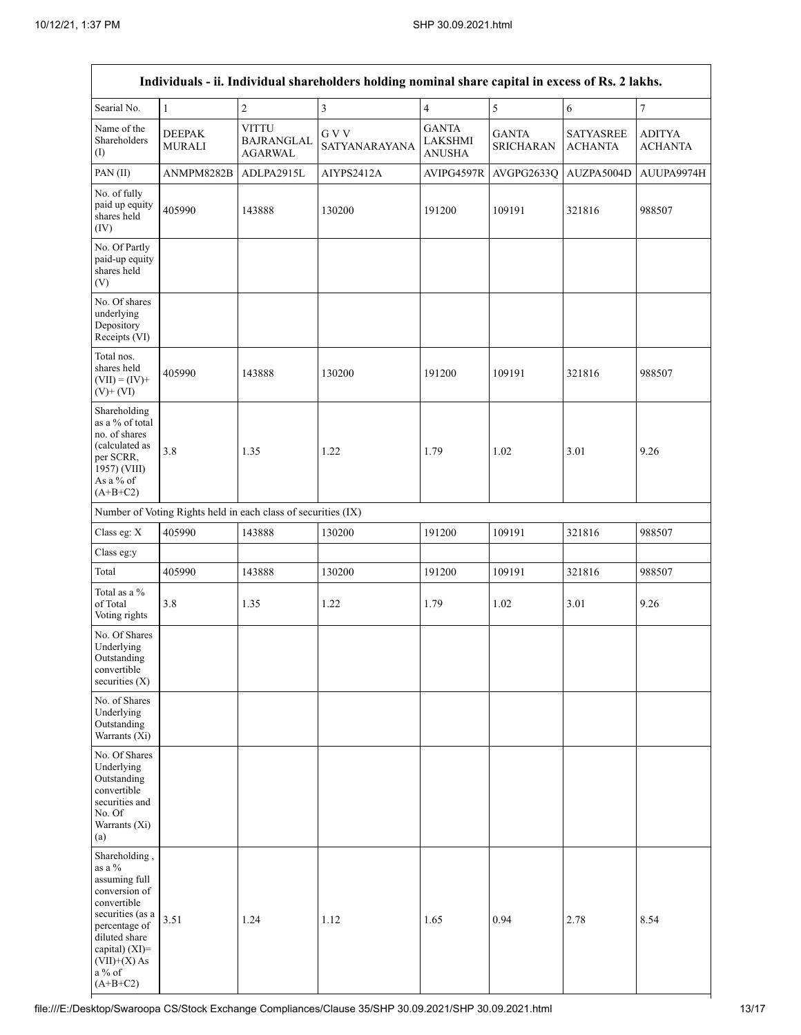| Individuals - ii. Individual shareholders holding nominal share capital in excess of Rs. 2 lakhs. | | | | | | | |
|---|---|---|---|---|---|---|---|
| Searial No. | 1 | 2 | 3 | 4 | 5 | 6 | 7 |
| Name of the Shareholders (I) | DEEPAK MURALI | VITTU BAJRANGLAL AGARWAL | G V V SATYANARAYANA | GANTA LAKSHMI ANUSHA | GANTA SRICHARAN | SATYASREE ACHANTA | ADITYA ACHANTA |
| PAN (II) | ANMPM8282B | ADLPA2915L | AIYPS2412A | AVIPG4597R | AVGPG2633Q | AUZPA5004D | AUUPA9974H |
| No. of fully paid up equity shares held (IV) | 405990 | 143888 | 130200 | 191200 | 109191 | 321816 | 988507 |
| No. Of Partly paid-up equity shares held (V) | | | | | | | |
| No. Of shares underlying Depository Receipts (VI) | | | | | | | |
| Total nos. shares held (VII) = (IV)+ (V)+ (VI) | 405990 | 143888 | 130200 | 191200 | 109191 | 321816 | 988507 |
| Shareholding as a % of total no. of shares (calculated as per SCRR, 1957) (VIII) As a % of (A+B+C2) | 3.8 | 1.35 | 1.22 | 1.79 | 1.02 | 3.01 | 9.26 |
| Number of Voting Rights held in each class of securities (IX) | | | | | | | |
| Class eg: X | 405990 | 143888 | 130200 | 191200 | 109191 | 321816 | 988507 |
| Class eg:y | | | | | | | |
| Total | 405990 | 143888 | 130200 | 191200 | 109191 | 321816 | 988507 |
| Total as a % of Total Voting rights | 3.8 | 1.35 | 1.22 | 1.79 | 1.02 | 3.01 | 9.26 |
| No. Of Shares Underlying Outstanding convertible securities (X) | | | | | | | |
| No. of Shares Underlying Outstanding Warrants (Xi) | | | | | | | |
| No. Of Shares Underlying Outstanding convertible securities and No. Of Warrants (Xi) (a) | | | | | | | |
| Shareholding , as a % assuming full conversion of convertible securities (as a percentage of diluted share capital) (XI)= (VII)+(X) As a % of (A+B+C2) | 3.51 | 1.24 | 1.12 | 1.65 | 0.94 | 2.78 | 8.54 |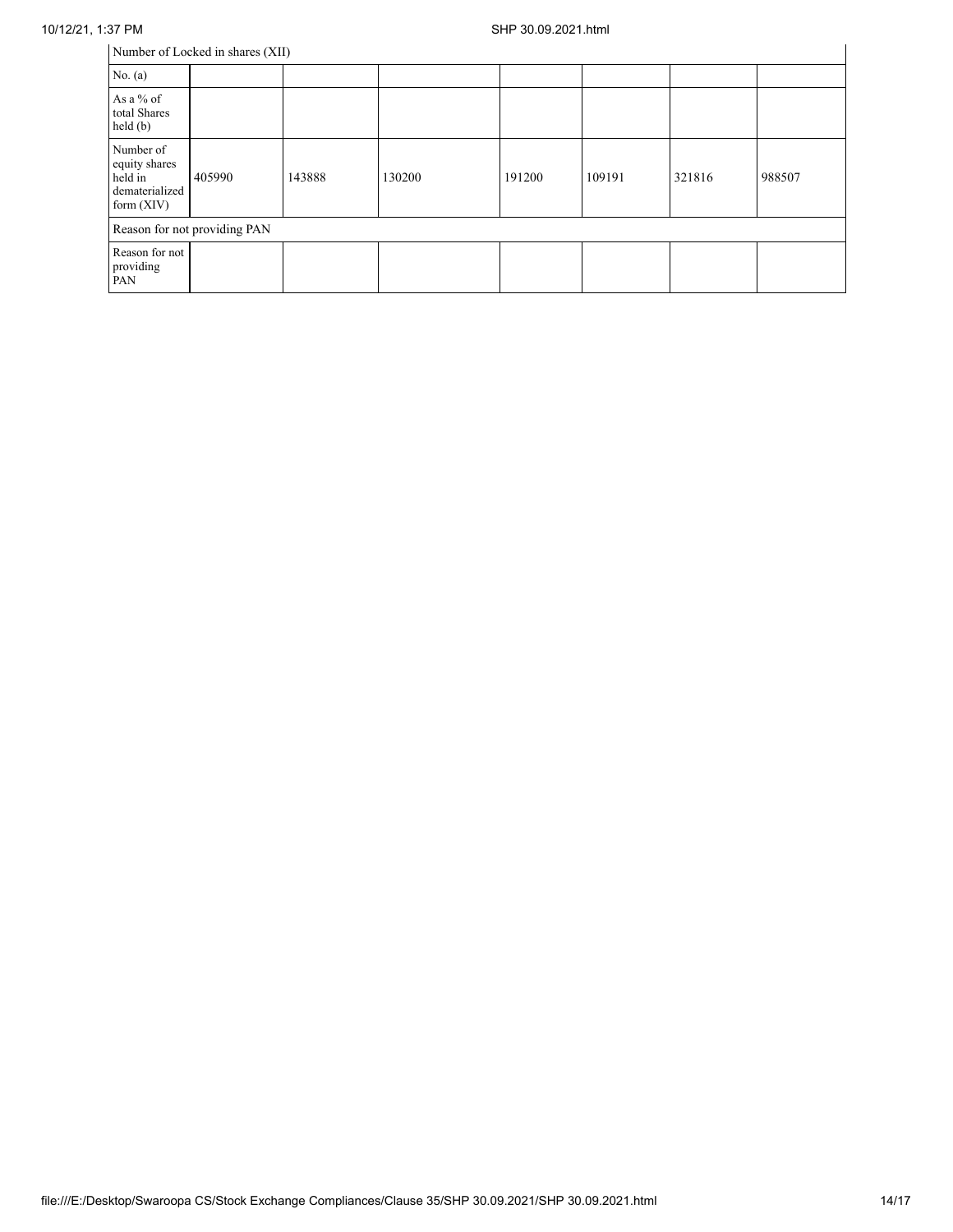| Number of Locked in shares (XII) | | | | | | | |
|---|---|---|---|---|---|---|---|
| No. (a) | | | | | | | |
| As a % of total Shares held (b) | | | | | | | |
| Number of equity shares held in dematerialized form (XIV) | 405990 | 143888 | 130200 | 191200 | 109191 | 321816 | 988507 |
| Reason for not providing PAN | | | | | | | |
| Reason for not providing PAN | | | | | | | |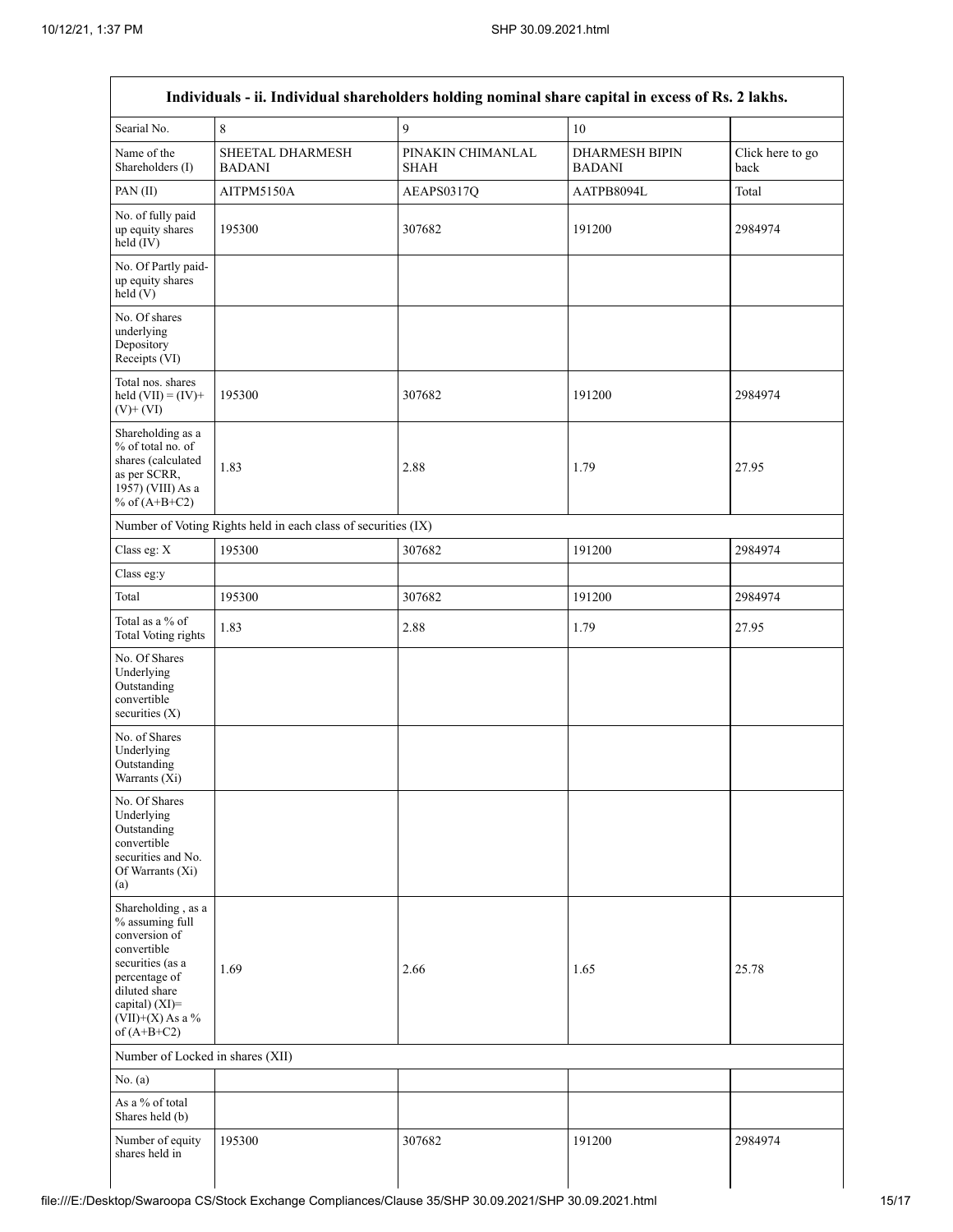| Individuals - ii. Individual shareholders holding nominal share capital in excess of Rs. 2 lakhs. | | | | |
|---|---|---|---|---|
| Searial No. | 8 | 9 | 10 | |
| Name of the Shareholders (I) | SHEETAL DHARMESH BADANI | PINAKIN CHIMANLAL SHAH | DHARMESH BIPIN BADANI | Click here to go back |
| PAN (II) | AITPM5150A | AEAPS0317Q | AATPB8094L | Total |
| No. of fully paid up equity shares held (IV) | 195300 | 307682 | 191200 | 2984974 |
| No. Of Partly paid-up equity shares held (V) | | | | |
| No. Of shares underlying Depository Receipts (VI) | | | | |
| Total nos. shares held (VII) = (IV)+(V)+ (VI) | 195300 | 307682 | 191200 | 2984974 |
| Shareholding as a % of total no. of shares (calculated as per SCRR, 1957) (VIII) As a % of (A+B+C2) | 1.83 | 2.88 | 1.79 | 27.95 |
| Number of Voting Rights held in each class of securities (IX) | | | | |
| Class eg: X | 195300 | 307682 | 191200 | 2984974 |
| Class eg:y | | | | |
| Total | 195300 | 307682 | 191200 | 2984974 |
| Total as a % of Total Voting rights | 1.83 | 2.88 | 1.79 | 27.95 |
| No. Of Shares Underlying Outstanding convertible securities (X) | | | | |
| No. of Shares Underlying Outstanding Warrants (Xi) | | | | |
| No. Of Shares Underlying Outstanding convertible securities and No. Of Warrants (Xi) (a) | | | | |
| Shareholding , as a % assuming full conversion of convertible securities (as a percentage of diluted share capital) (XI)= (VII)+(X) As a % of (A+B+C2) | 1.69 | 2.66 | 1.65 | 25.78 |
| Number of Locked in shares (XII) | | | | |
| No. (a) | | | | |
| As a % of total Shares held (b) | | | | |
| Number of equity shares held in | 195300 | 307682 | 191200 | 2984974 |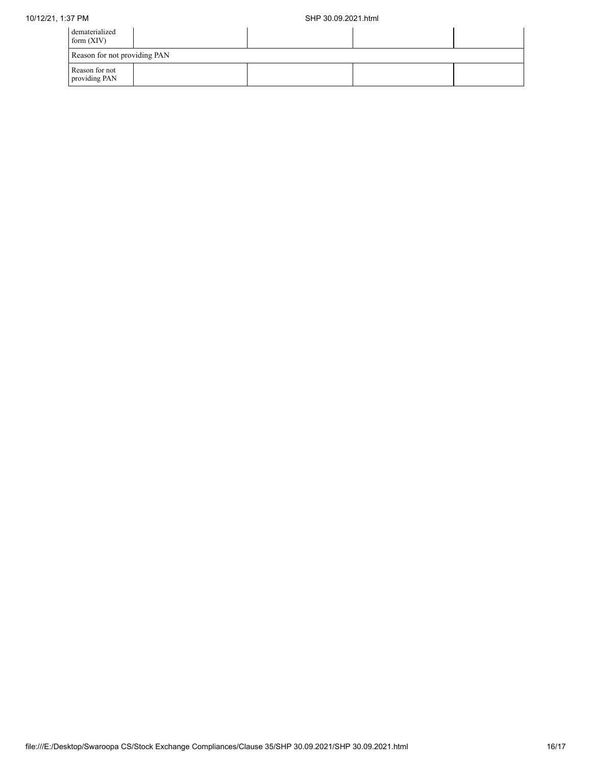| dematerialized form (XIV) | | | | |
|---|---|---|---|---|
| Reason for not providing PAN | | | | |
| Reason for not providing PAN | | | | |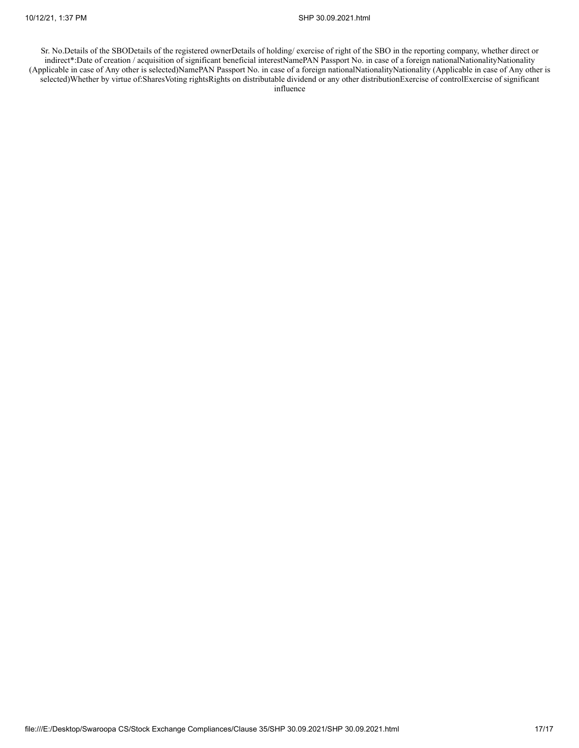Sr. No.Details of the SBODetails of the registered ownerDetails of holding/ exercise of right of the SBO in the reporting company, whether direct or indirect*:Date of creation / acquisition of significant beneficial interestNamePAN Passport No. in case of a foreign nationalNationalityNationality (Applicable in case of Any other is selected)NamePAN Passport No. in case of a foreign nationalNationalityNationality (Applicable in case of Any other is selected)Whether by virtue of:SharesVoting rightsRights on distributable dividend or any other distributionExercise of controlExercise of significant influence